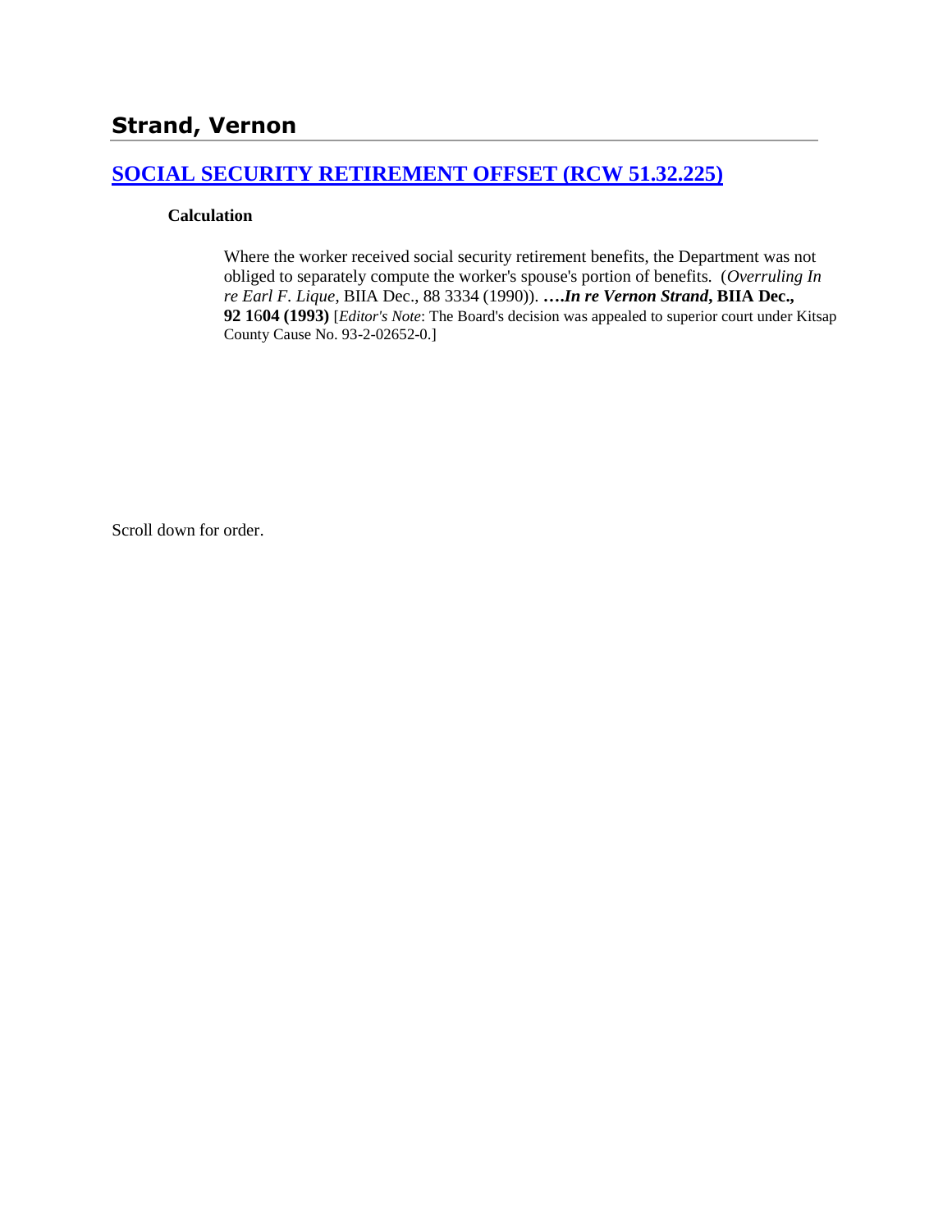## Strand, Vernon

### [SOCIAL SECURITY RETIREMENT OFFSET (RCW 51.32.225)]

**Calculation**

> Where the worker received social security retirement benefits, the Department was not obliged to separately compute the worker's spouse's portion of benefits. (*Overruling In re Earl F. Lique*, BIIA Dec., 88 3334 (1990)). ****….In re Vernon Strand*, BIIA Dec., 92 1604 (1993)** [*Editor's Note*: The Board's decision was appealed to superior court under Kitsap County Cause No. 93-2-02652-0.]

Scroll down for order.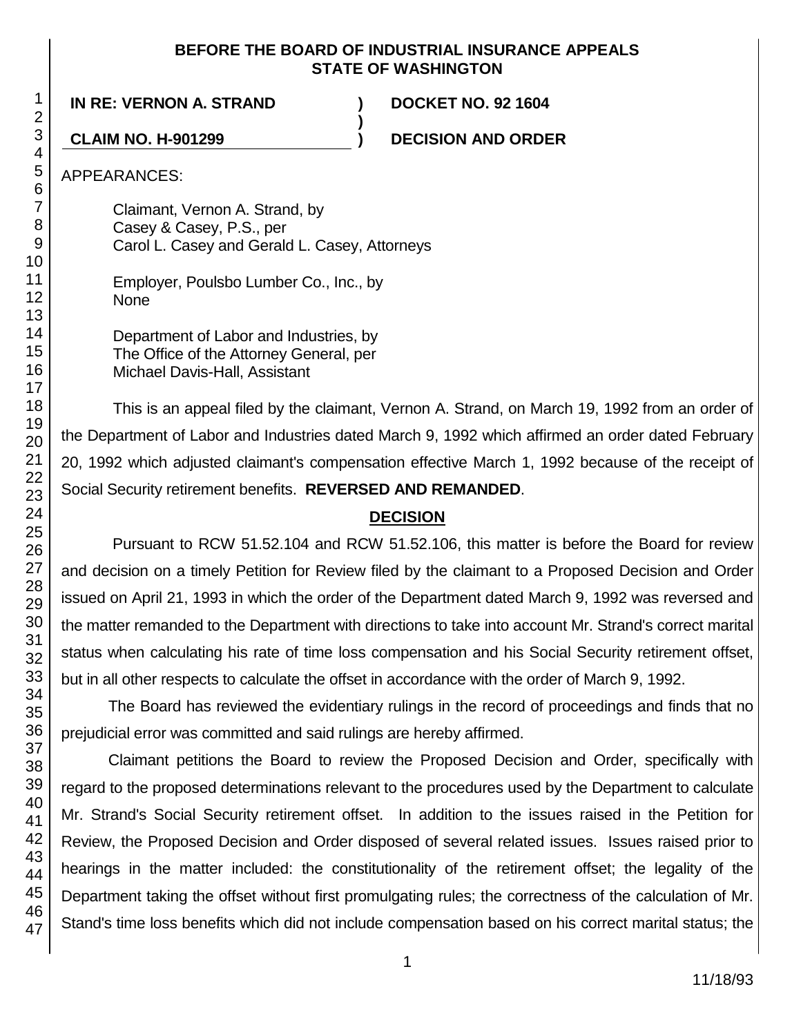**BEFORE THE BOARD OF INDUSTRIAL INSURANCE APPEALS**
**STATE OF WASHINGTON**

| | | |
|---|---|---|
| **IN RE: VERNON A. STRAND** | **)** | **DOCKET NO. 92 1604** |
| | **)** | |
| **CLAIM NO. H-901299** | **)** | **DECISION AND ORDER** |

APPEARANCES:

Claimant, Vernon A. Strand, by
Casey & Casey, P.S., per
Carol L. Casey and Gerald L. Casey, Attorneys

Employer, Poulsbo Lumber Co., Inc., by
None

Department of Labor and Industries, by
The Office of the Attorney General, per
Michael Davis-Hall, Assistant

This is an appeal filed by the claimant, Vernon A. Strand, on March 19, 1992 from an order of the Department of Labor and Industries dated March 9, 1992 which affirmed an order dated February 20, 1992 which adjusted claimant's compensation effective March 1, 1992 because of the receipt of Social Security retirement benefits. **REVERSED AND REMANDED**.

## DECISION

Pursuant to RCW 51.52.104 and RCW 51.52.106, this matter is before the Board for review and decision on a timely Petition for Review filed by the claimant to a Proposed Decision and Order issued on April 21, 1993 in which the order of the Department dated March 9, 1992 was reversed and the matter remanded to the Department with directions to take into account Mr. Strand's correct marital status when calculating his rate of time loss compensation and his Social Security retirement offset, but in all other respects to calculate the offset in accordance with the order of March 9, 1992.

The Board has reviewed the evidentiary rulings in the record of proceedings and finds that no prejudicial error was committed and said rulings are hereby affirmed.

Claimant petitions the Board to review the Proposed Decision and Order, specifically with regard to the proposed determinations relevant to the procedures used by the Department to calculate Mr. Strand's Social Security retirement offset. In addition to the issues raised in the Petition for Review, the Proposed Decision and Order disposed of several related issues. Issues raised prior to hearings in the matter included: the constitutionality of the retirement offset; the legality of the Department taking the offset without first promulgating rules; the correctness of the calculation of Mr. Stand's time loss benefits which did not include compensation based on his correct marital status; the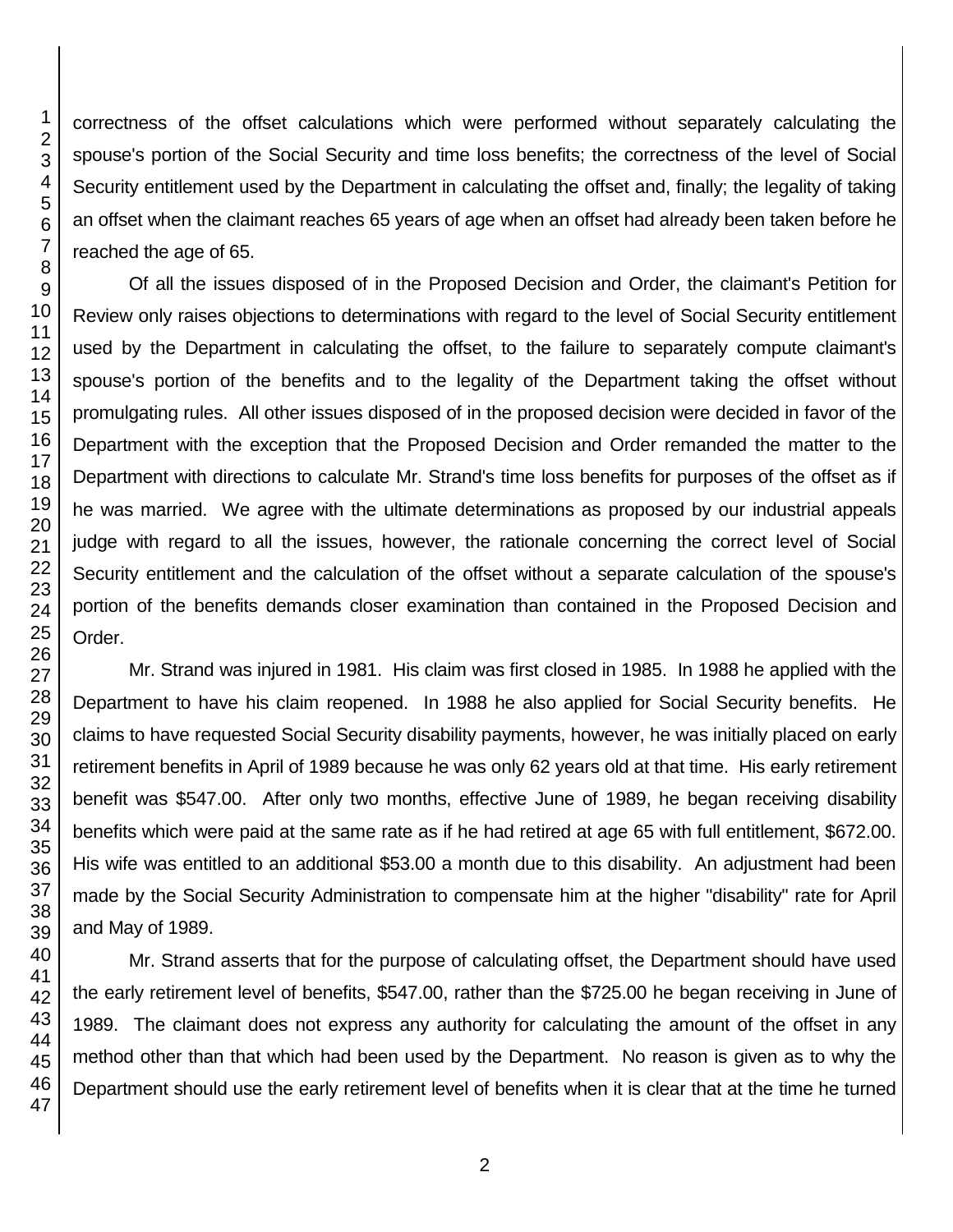correctness of the offset calculations which were performed without separately calculating the spouse's portion of the Social Security and time loss benefits; the correctness of the level of Social Security entitlement used by the Department in calculating the offset and, finally; the legality of taking an offset when the claimant reaches 65 years of age when an offset had already been taken before he reached the age of 65.

Of all the issues disposed of in the Proposed Decision and Order, the claimant's Petition for Review only raises objections to determinations with regard to the level of Social Security entitlement used by the Department in calculating the offset, to the failure to separately compute claimant's spouse's portion of the benefits and to the legality of the Department taking the offset without promulgating rules. All other issues disposed of in the proposed decision were decided in favor of the Department with the exception that the Proposed Decision and Order remanded the matter to the Department with directions to calculate Mr. Strand's time loss benefits for purposes of the offset as if he was married. We agree with the ultimate determinations as proposed by our industrial appeals judge with regard to all the issues, however, the rationale concerning the correct level of Social Security entitlement and the calculation of the offset without a separate calculation of the spouse's portion of the benefits demands closer examination than contained in the Proposed Decision and Order.

Mr. Strand was injured in 1981. His claim was first closed in 1985. In 1988 he applied with the Department to have his claim reopened. In 1988 he also applied for Social Security benefits. He claims to have requested Social Security disability payments, however, he was initially placed on early retirement benefits in April of 1989 because he was only 62 years old at that time. His early retirement benefit was $547.00. After only two months, effective June of 1989, he began receiving disability benefits which were paid at the same rate as if he had retired at age 65 with full entitlement, $672.00. His wife was entitled to an additional $53.00 a month due to this disability. An adjustment had been made by the Social Security Administration to compensate him at the higher "disability" rate for April and May of 1989.

Mr. Strand asserts that for the purpose of calculating offset, the Department should have used the early retirement level of benefits, $547.00, rather than the $725.00 he began receiving in June of 1989. The claimant does not express any authority for calculating the amount of the offset in any method other than that which had been used by the Department. No reason is given as to why the Department should use the early retirement level of benefits when it is clear that at the time he turned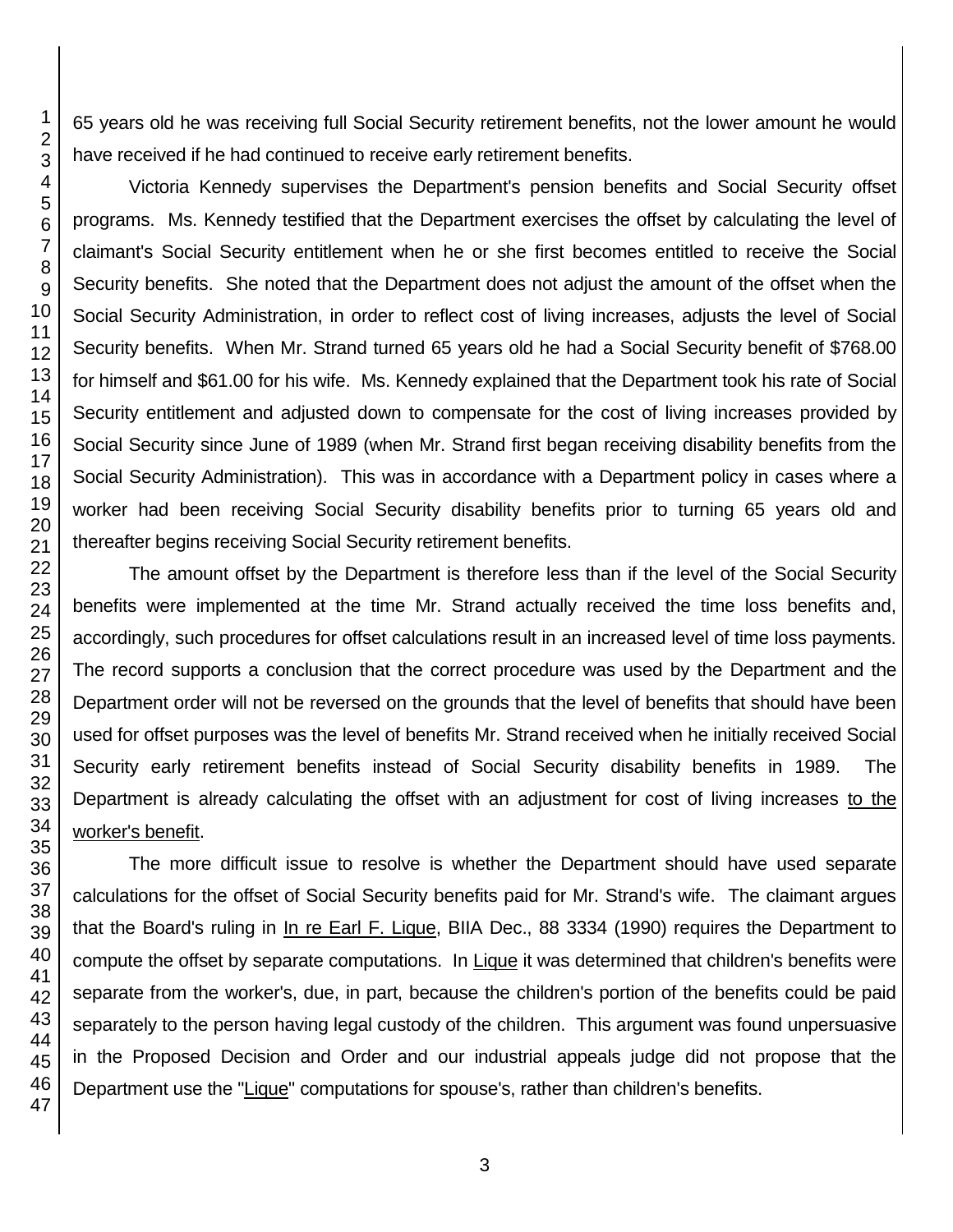65 years old he was receiving full Social Security retirement benefits, not the lower amount he would have received if he had continued to receive early retirement benefits.

Victoria Kennedy supervises the Department's pension benefits and Social Security offset programs. Ms. Kennedy testified that the Department exercises the offset by calculating the level of claimant's Social Security entitlement when he or she first becomes entitled to receive the Social Security benefits. She noted that the Department does not adjust the amount of the offset when the Social Security Administration, in order to reflect cost of living increases, adjusts the level of Social Security benefits. When Mr. Strand turned 65 years old he had a Social Security benefit of $768.00 for himself and $61.00 for his wife. Ms. Kennedy explained that the Department took his rate of Social Security entitlement and adjusted down to compensate for the cost of living increases provided by Social Security since June of 1989 (when Mr. Strand first began receiving disability benefits from the Social Security Administration). This was in accordance with a Department policy in cases where a worker had been receiving Social Security disability benefits prior to turning 65 years old and thereafter begins receiving Social Security retirement benefits.

The amount offset by the Department is therefore less than if the level of the Social Security benefits were implemented at the time Mr. Strand actually received the time loss benefits and, accordingly, such procedures for offset calculations result in an increased level of time loss payments. The record supports a conclusion that the correct procedure was used by the Department and the Department order will not be reversed on the grounds that the level of benefits that should have been used for offset purposes was the level of benefits Mr. Strand received when he initially received Social Security early retirement benefits instead of Social Security disability benefits in 1989. The Department is already calculating the offset with an adjustment for cost of living increases <u>to the worker's benefit</u>.

The more difficult issue to resolve is whether the Department should have used separate calculations for the offset of Social Security benefits paid for Mr. Strand's wife. The claimant argues that the Board's ruling in <u>In re Earl F. Lique</u>, BIIA Dec., 88 3334 (1990) requires the Department to compute the offset by separate computations. In <u>Lique</u> it was determined that children's benefits were separate from the worker's, due, in part, because the children's portion of the benefits could be paid separately to the person having legal custody of the children. This argument was found unpersuasive in the Proposed Decision and Order and our industrial appeals judge did not propose that the Department use the "<u>Lique</u>" computations for spouse's, rather than children's benefits.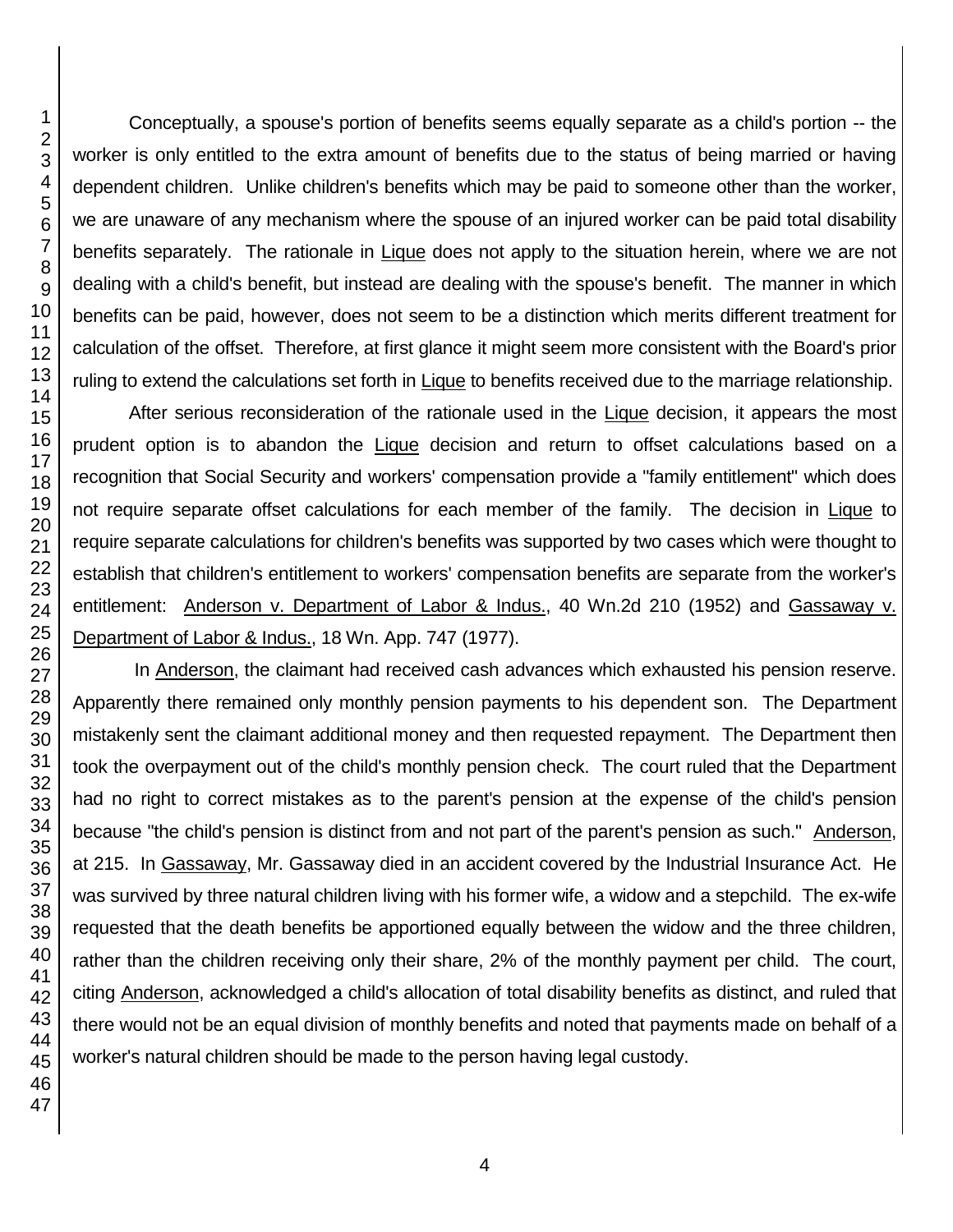Conceptually, a spouse's portion of benefits seems equally separate as a child's portion -- the worker is only entitled to the extra amount of benefits due to the status of being married or having dependent children. Unlike children's benefits which may be paid to someone other than the worker, we are unaware of any mechanism where the spouse of an injured worker can be paid total disability benefits separately. The rationale in Lique does not apply to the situation herein, where we are not dealing with a child's benefit, but instead are dealing with the spouse's benefit. The manner in which benefits can be paid, however, does not seem to be a distinction which merits different treatment for calculation of the offset. Therefore, at first glance it might seem more consistent with the Board's prior ruling to extend the calculations set forth in Lique to benefits received due to the marriage relationship.

After serious reconsideration of the rationale used in the Lique decision, it appears the most prudent option is to abandon the Lique decision and return to offset calculations based on a recognition that Social Security and workers' compensation provide a "family entitlement" which does not require separate offset calculations for each member of the family. The decision in Lique to require separate calculations for children's benefits was supported by two cases which were thought to establish that children's entitlement to workers' compensation benefits are separate from the worker's entitlement: Anderson v. Department of Labor & Indus., 40 Wn.2d 210 (1952) and Gassaway v. Department of Labor & Indus., 18 Wn. App. 747 (1977).

In Anderson, the claimant had received cash advances which exhausted his pension reserve. Apparently there remained only monthly pension payments to his dependent son. The Department mistakenly sent the claimant additional money and then requested repayment. The Department then took the overpayment out of the child's monthly pension check. The court ruled that the Department had no right to correct mistakes as to the parent's pension at the expense of the child's pension because "the child's pension is distinct from and not part of the parent's pension as such." Anderson, at 215. In Gassaway, Mr. Gassaway died in an accident covered by the Industrial Insurance Act. He was survived by three natural children living with his former wife, a widow and a stepchild. The ex-wife requested that the death benefits be apportioned equally between the widow and the three children, rather than the children receiving only their share, 2% of the monthly payment per child. The court, citing Anderson, acknowledged a child's allocation of total disability benefits as distinct, and ruled that there would not be an equal division of monthly benefits and noted that payments made on behalf of a worker's natural children should be made to the person having legal custody.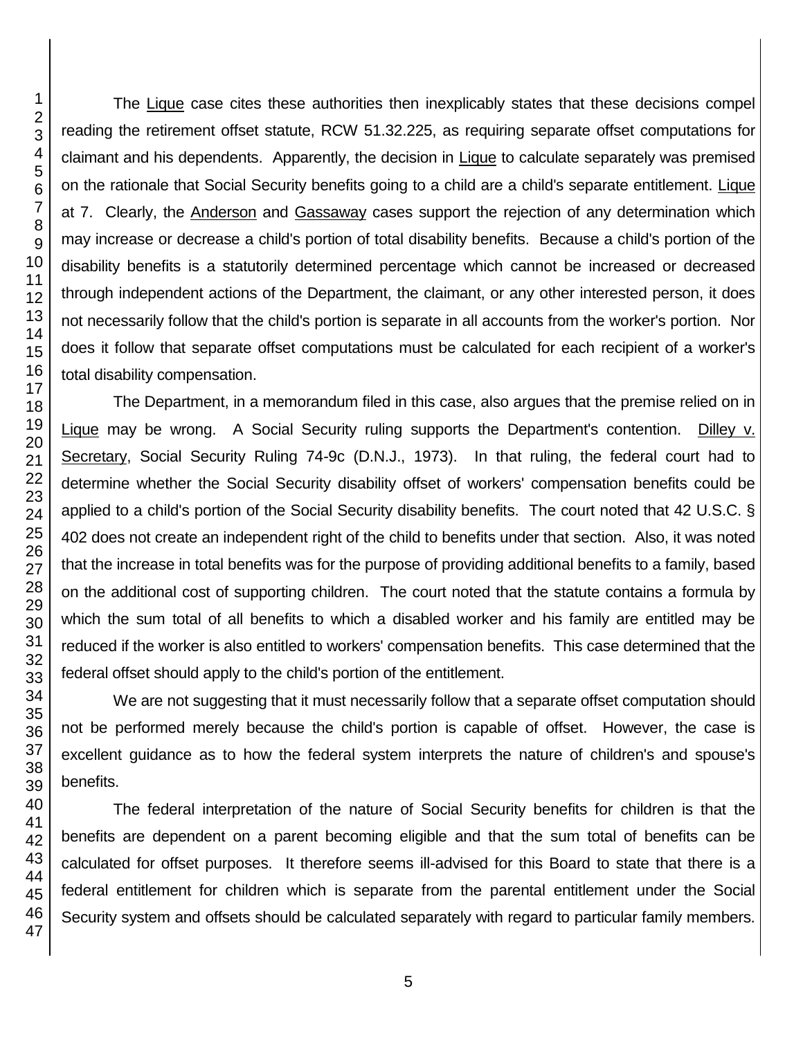The Lique case cites these authorities then inexplicably states that these decisions compel reading the retirement offset statute, RCW 51.32.225, as requiring separate offset computations for claimant and his dependents. Apparently, the decision in Lique to calculate separately was premised on the rationale that Social Security benefits going to a child are a child's separate entitlement. Lique at 7. Clearly, the Anderson and Gassaway cases support the rejection of any determination which may increase or decrease a child's portion of total disability benefits. Because a child's portion of the disability benefits is a statutorily determined percentage which cannot be increased or decreased through independent actions of the Department, the claimant, or any other interested person, it does not necessarily follow that the child's portion is separate in all accounts from the worker's portion. Nor does it follow that separate offset computations must be calculated for each recipient of a worker's total disability compensation.

The Department, in a memorandum filed in this case, also argues that the premise relied on in Lique may be wrong. A Social Security ruling supports the Department's contention. Dilley v. Secretary, Social Security Ruling 74-9c (D.N.J., 1973). In that ruling, the federal court had to determine whether the Social Security disability offset of workers' compensation benefits could be applied to a child's portion of the Social Security disability benefits. The court noted that 42 U.S.C. § 402 does not create an independent right of the child to benefits under that section. Also, it was noted that the increase in total benefits was for the purpose of providing additional benefits to a family, based on the additional cost of supporting children. The court noted that the statute contains a formula by which the sum total of all benefits to which a disabled worker and his family are entitled may be reduced if the worker is also entitled to workers' compensation benefits. This case determined that the federal offset should apply to the child's portion of the entitlement.

We are not suggesting that it must necessarily follow that a separate offset computation should not be performed merely because the child's portion is capable of offset. However, the case is excellent guidance as to how the federal system interprets the nature of children's and spouse's benefits.

The federal interpretation of the nature of Social Security benefits for children is that the benefits are dependent on a parent becoming eligible and that the sum total of benefits can be calculated for offset purposes. It therefore seems ill-advised for this Board to state that there is a federal entitlement for children which is separate from the parental entitlement under the Social Security system and offsets should be calculated separately with regard to particular family members.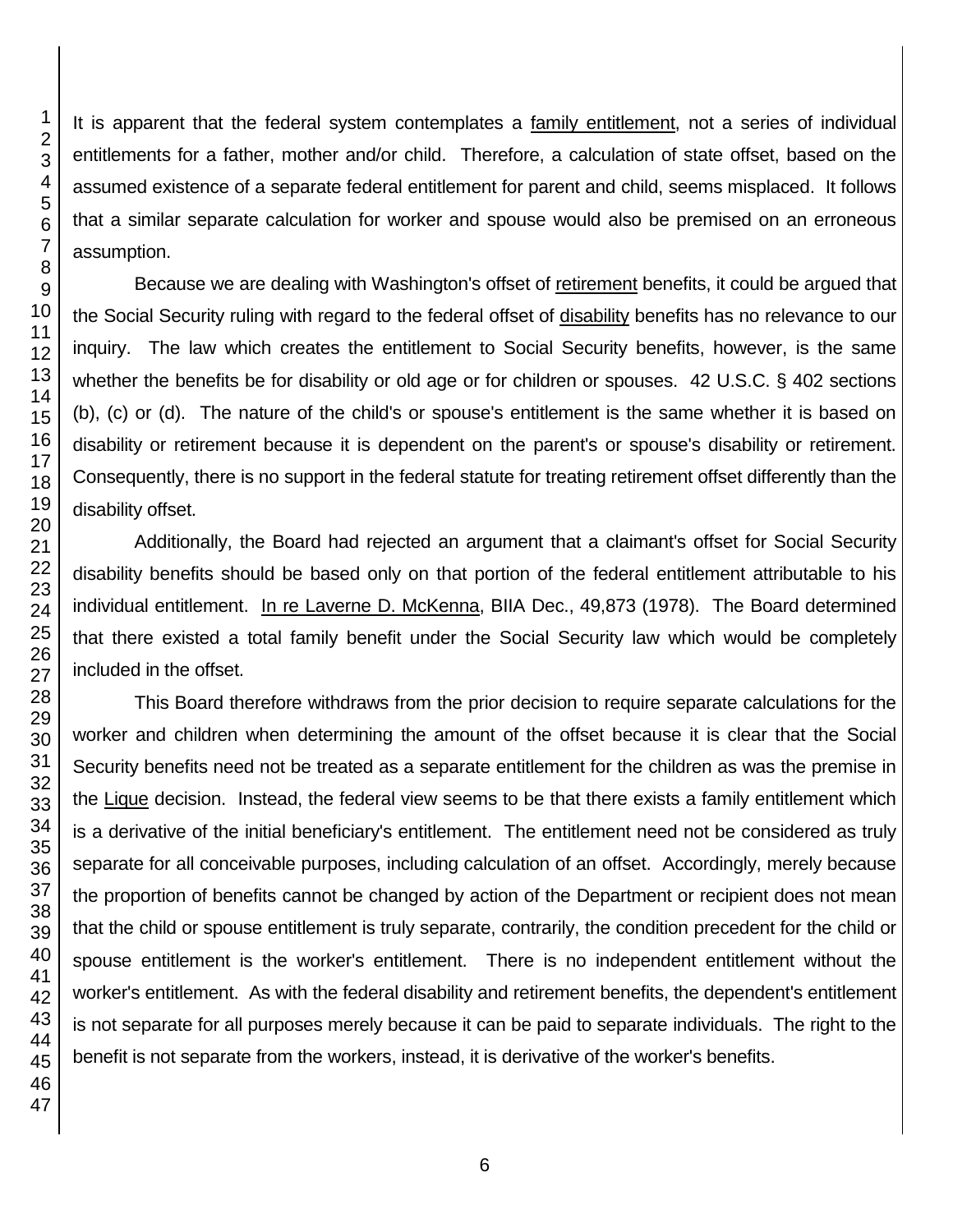It is apparent that the federal system contemplates a family entitlement, not a series of individual entitlements for a father, mother and/or child. Therefore, a calculation of state offset, based on the assumed existence of a separate federal entitlement for parent and child, seems misplaced. It follows that a similar separate calculation for worker and spouse would also be premised on an erroneous assumption.

Because we are dealing with Washington's offset of retirement benefits, it could be argued that the Social Security ruling with regard to the federal offset of disability benefits has no relevance to our inquiry. The law which creates the entitlement to Social Security benefits, however, is the same whether the benefits be for disability or old age or for children or spouses. 42 U.S.C. § 402 sections (b), (c) or (d). The nature of the child's or spouse's entitlement is the same whether it is based on disability or retirement because it is dependent on the parent's or spouse's disability or retirement. Consequently, there is no support in the federal statute for treating retirement offset differently than the disability offset.

Additionally, the Board had rejected an argument that a claimant's offset for Social Security disability benefits should be based only on that portion of the federal entitlement attributable to his individual entitlement. In re Laverne D. McKenna, BIIA Dec., 49,873 (1978). The Board determined that there existed a total family benefit under the Social Security law which would be completely included in the offset.

This Board therefore withdraws from the prior decision to require separate calculations for the worker and children when determining the amount of the offset because it is clear that the Social Security benefits need not be treated as a separate entitlement for the children as was the premise in the Lique decision. Instead, the federal view seems to be that there exists a family entitlement which is a derivative of the initial beneficiary's entitlement. The entitlement need not be considered as truly separate for all conceivable purposes, including calculation of an offset. Accordingly, merely because the proportion of benefits cannot be changed by action of the Department or recipient does not mean that the child or spouse entitlement is truly separate, contrarily, the condition precedent for the child or spouse entitlement is the worker's entitlement. There is no independent entitlement without the worker's entitlement. As with the federal disability and retirement benefits, the dependent's entitlement is not separate for all purposes merely because it can be paid to separate individuals. The right to the benefit is not separate from the workers, instead, it is derivative of the worker's benefits.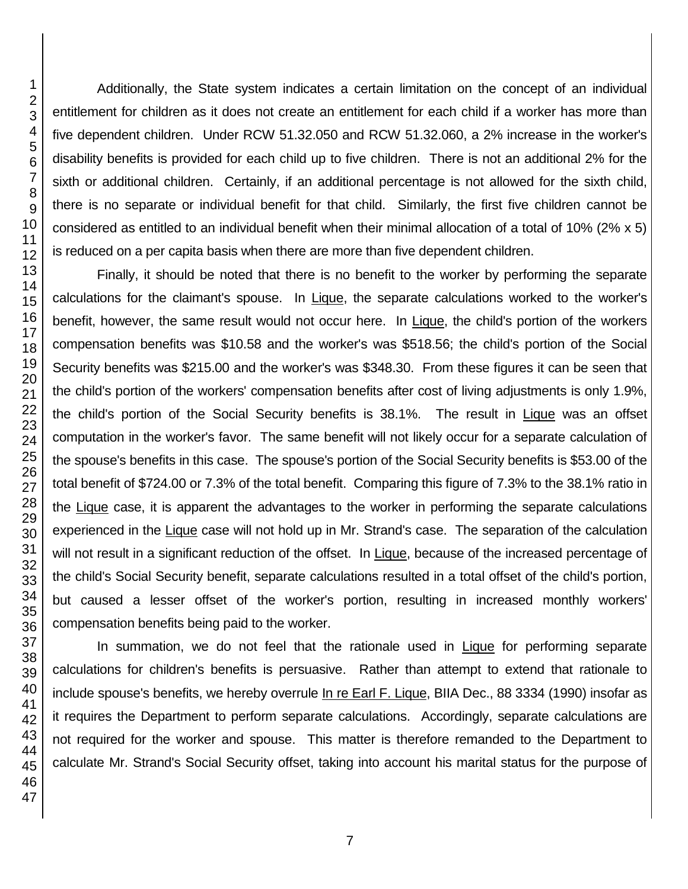Additionally, the State system indicates a certain limitation on the concept of an individual entitlement for children as it does not create an entitlement for each child if a worker has more than five dependent children. Under RCW 51.32.050 and RCW 51.32.060, a 2% increase in the worker's disability benefits is provided for each child up to five children. There is not an additional 2% for the sixth or additional children. Certainly, if an additional percentage is not allowed for the sixth child, there is no separate or individual benefit for that child. Similarly, the first five children cannot be considered as entitled to an individual benefit when their minimal allocation of a total of 10% (2% x 5) is reduced on a per capita basis when there are more than five dependent children.

Finally, it should be noted that there is no benefit to the worker by performing the separate calculations for the claimant's spouse. In Lique, the separate calculations worked to the worker's benefit, however, the same result would not occur here. In Lique, the child's portion of the workers compensation benefits was $10.58 and the worker's was $518.56; the child's portion of the Social Security benefits was $215.00 and the worker's was $348.30. From these figures it can be seen that the child's portion of the workers' compensation benefits after cost of living adjustments is only 1.9%, the child's portion of the Social Security benefits is 38.1%. The result in Lique was an offset computation in the worker's favor. The same benefit will not likely occur for a separate calculation of the spouse's benefits in this case. The spouse's portion of the Social Security benefits is $53.00 of the total benefit of $724.00 or 7.3% of the total benefit. Comparing this figure of 7.3% to the 38.1% ratio in the Lique case, it is apparent the advantages to the worker in performing the separate calculations experienced in the Lique case will not hold up in Mr. Strand's case. The separation of the calculation will not result in a significant reduction of the offset. In Lique, because of the increased percentage of the child's Social Security benefit, separate calculations resulted in a total offset of the child's portion, but caused a lesser offset of the worker's portion, resulting in increased monthly workers' compensation benefits being paid to the worker.

In summation, we do not feel that the rationale used in Lique for performing separate calculations for children's benefits is persuasive. Rather than attempt to extend that rationale to include spouse's benefits, we hereby overrule In re Earl F. Lique, BIIA Dec., 88 3334 (1990) insofar as it requires the Department to perform separate calculations. Accordingly, separate calculations are not required for the worker and spouse. This matter is therefore remanded to the Department to calculate Mr. Strand's Social Security offset, taking into account his marital status for the purpose of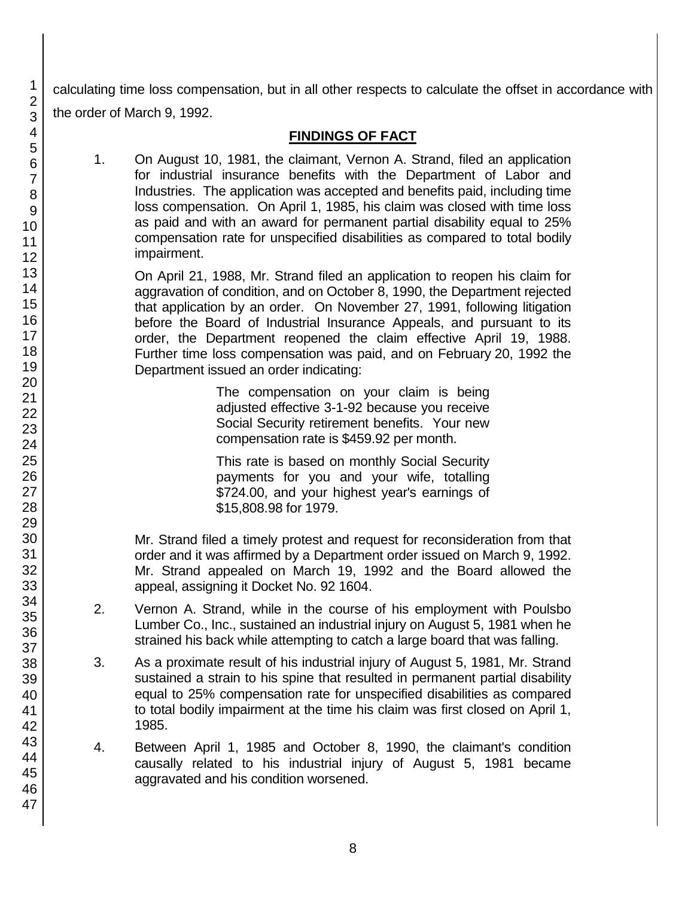calculating time loss compensation, but in all other respects to calculate the offset in accordance with the order of March 9, 1992.

## FINDINGS OF FACT

1. On August 10, 1981, the claimant, Vernon A. Strand, filed an application for industrial insurance benefits with the Department of Labor and Industries. The application was accepted and benefits paid, including time loss compensation. On April 1, 1985, his claim was closed with time loss as paid and with an award for permanent partial disability equal to 25% compensation rate for unspecified disabilities as compared to total bodily impairment.

   On April 21, 1988, Mr. Strand filed an application to reopen his claim for aggravation of condition, and on October 8, 1990, the Department rejected that application by an order. On November 27, 1991, following litigation before the Board of Industrial Insurance Appeals, and pursuant to its order, the Department reopened the claim effective April 19, 1988. Further time loss compensation was paid, and on February 20, 1992 the Department issued an order indicating:

   > The compensation on your claim is being adjusted effective 3-1-92 because you receive Social Security retirement benefits. Your new compensation rate is $459.92 per month.
   >
   > This rate is based on monthly Social Security payments for you and your wife, totalling $724.00, and your highest year's earnings of $15,808.98 for 1979.

   Mr. Strand filed a timely protest and request for reconsideration from that order and it was affirmed by a Department order issued on March 9, 1992. Mr. Strand appealed on March 19, 1992 and the Board allowed the appeal, assigning it Docket No. 92 1604.

2. Vernon A. Strand, while in the course of his employment with Poulsbo Lumber Co., Inc., sustained an industrial injury on August 5, 1981 when he strained his back while attempting to catch a large board that was falling.

3. As a proximate result of his industrial injury of August 5, 1981, Mr. Strand sustained a strain to his spine that resulted in permanent partial disability equal to 25% compensation rate for unspecified disabilities as compared to total bodily impairment at the time his claim was first closed on April 1, 1985.

4. Between April 1, 1985 and October 8, 1990, the claimant's condition causally related to his industrial injury of August 5, 1981 became aggravated and his condition worsened.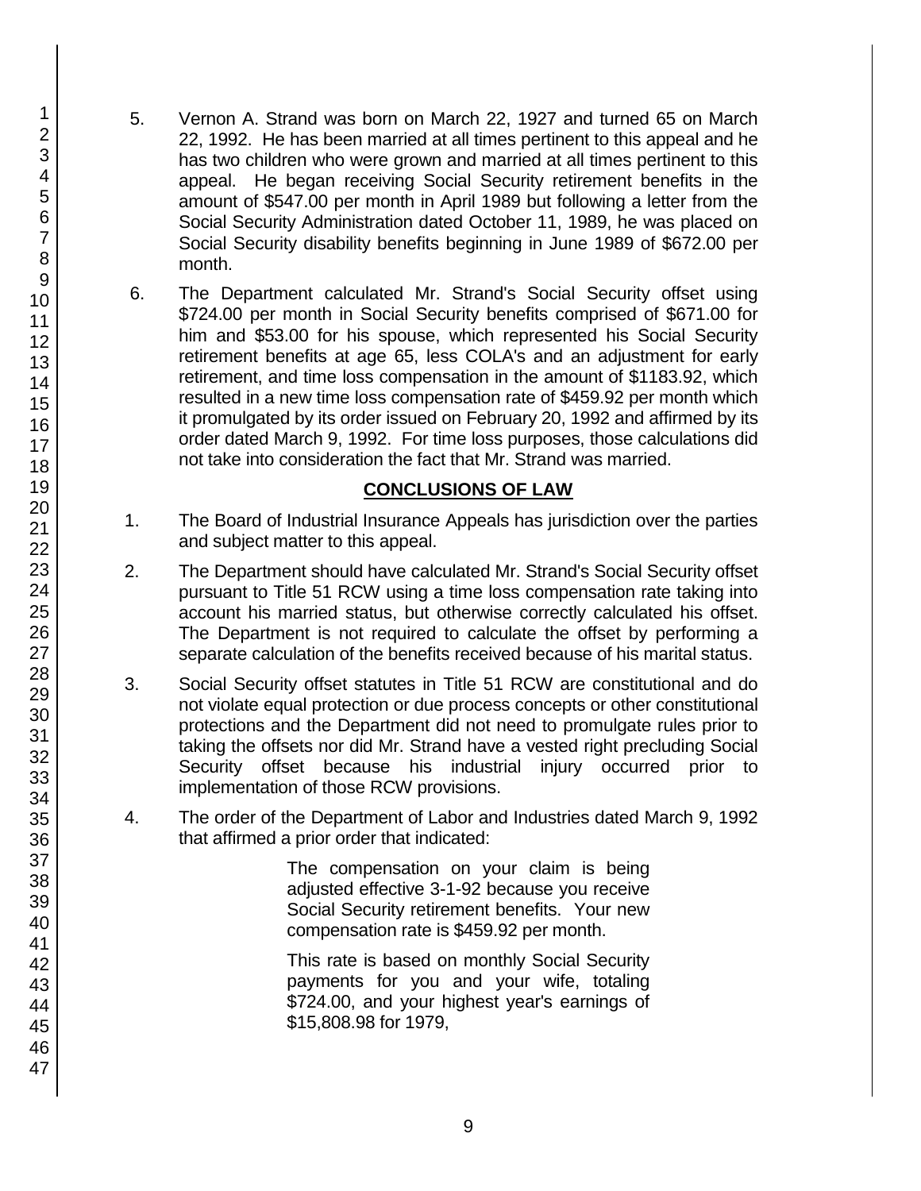5. Vernon A. Strand was born on March 22, 1927 and turned 65 on March 22, 1992. He has been married at all times pertinent to this appeal and he has two children who were grown and married at all times pertinent to this appeal. He began receiving Social Security retirement benefits in the amount of $547.00 per month in April 1989 but following a letter from the Social Security Administration dated October 11, 1989, he was placed on Social Security disability benefits beginning in June 1989 of $672.00 per month.

6. The Department calculated Mr. Strand's Social Security offset using $724.00 per month in Social Security benefits comprised of $671.00 for him and $53.00 for his spouse, which represented his Social Security retirement benefits at age 65, less COLA's and an adjustment for early retirement, and time loss compensation in the amount of $1183.92, which resulted in a new time loss compensation rate of $459.92 per month which it promulgated by its order issued on February 20, 1992 and affirmed by its order dated March 9, 1992. For time loss purposes, those calculations did not take into consideration the fact that Mr. Strand was married.

## CONCLUSIONS OF LAW

1. The Board of Industrial Insurance Appeals has jurisdiction over the parties and subject matter to this appeal.

2. The Department should have calculated Mr. Strand's Social Security offset pursuant to Title 51 RCW using a time loss compensation rate taking into account his married status, but otherwise correctly calculated his offset. The Department is not required to calculate the offset by performing a separate calculation of the benefits received because of his marital status.

3. Social Security offset statutes in Title 51 RCW are constitutional and do not violate equal protection or due process concepts or other constitutional protections and the Department did not need to promulgate rules prior to taking the offsets nor did Mr. Strand have a vested right precluding Social Security offset because his industrial injury occurred prior to implementation of those RCW provisions.

4. The order of the Department of Labor and Industries dated March 9, 1992 that affirmed a prior order that indicated:

> The compensation on your claim is being adjusted effective 3-1-92 because you receive Social Security retirement benefits. Your new compensation rate is $459.92 per month.
>
> This rate is based on monthly Social Security payments for you and your wife, totaling $724.00, and your highest year's earnings of $15,808.98 for 1979,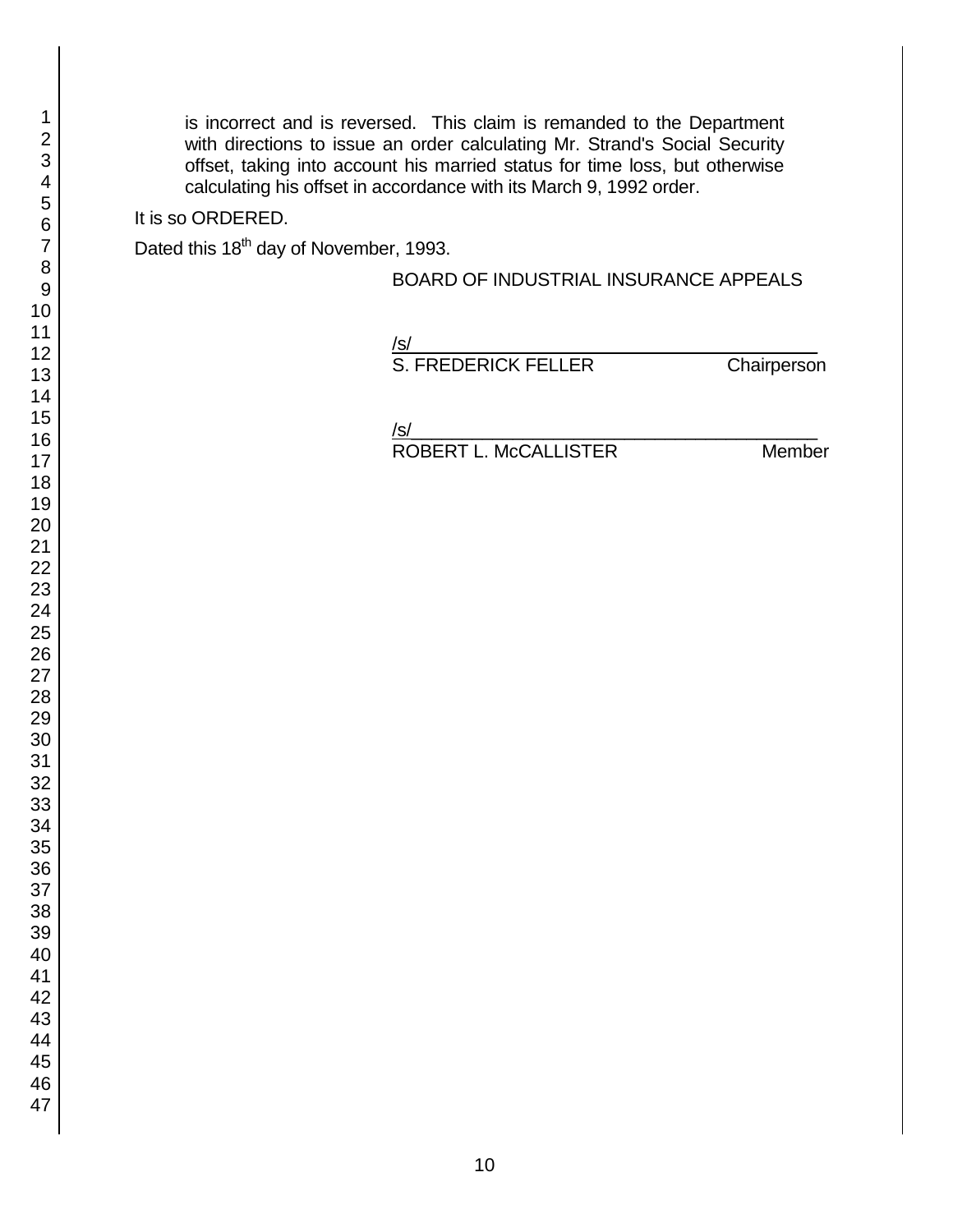is incorrect and is reversed. This claim is remanded to the Department with directions to issue an order calculating Mr. Strand's Social Security offset, taking into account his married status for time loss, but otherwise calculating his offset in accordance with its March 9, 1992 order.

It is so ORDERED.

Dated this 18th day of November, 1993.

BOARD OF INDUSTRIAL INSURANCE APPEALS

/s/
S. FREDERICK FELLER Chairperson

/s/
ROBERT L. McCALLISTER Member